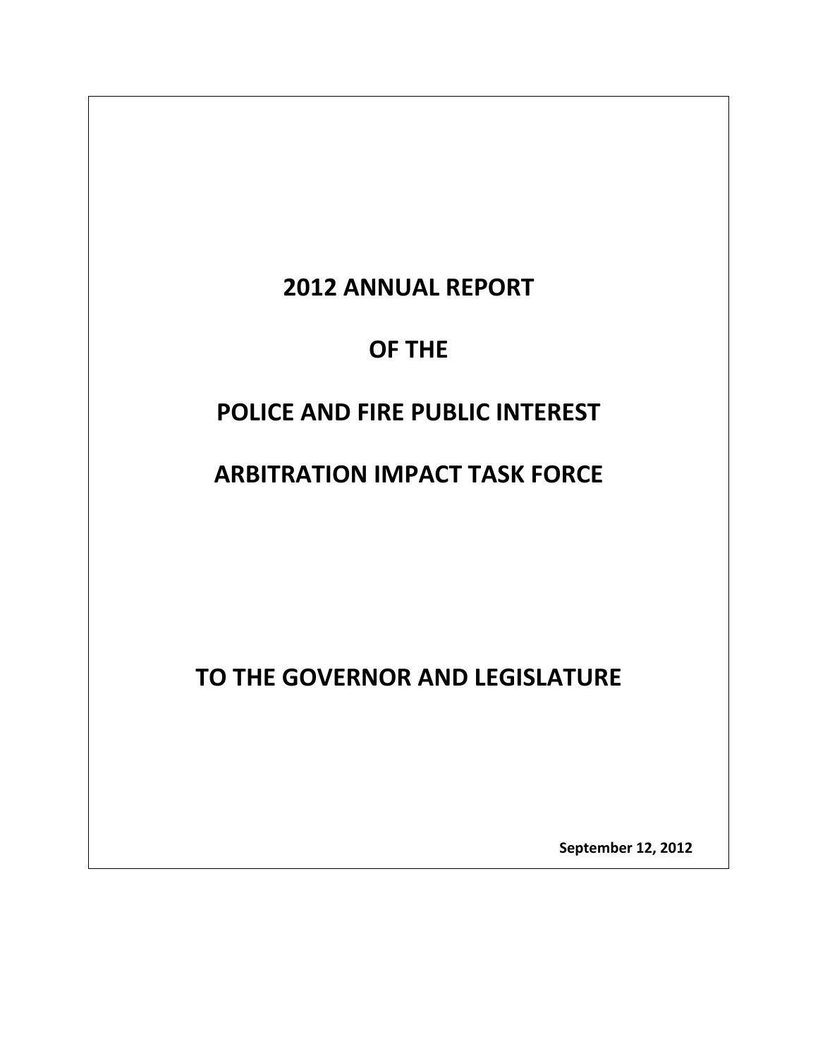# 2012 ANNUAL REPORT

# OF THE

# POLICE AND FIRE PUBLIC INTEREST

# ARBITRATION IMPACT TASK FORCE

# TO THE GOVERNOR AND LEGISLATURE

**September 12, 2012**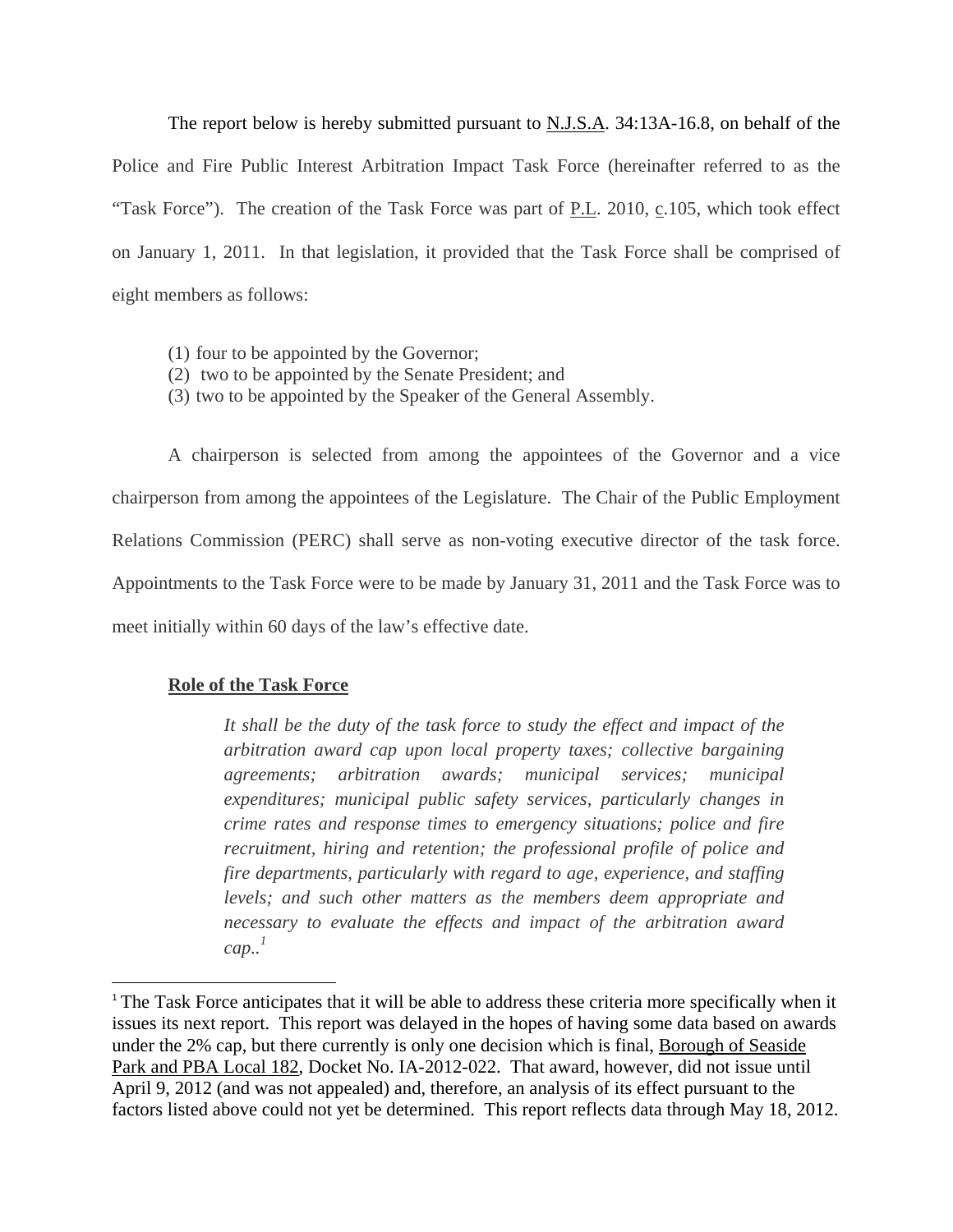The report below is hereby submitted pursuant to N.J.S.A. 34:13A-16.8, on behalf of the Police and Fire Public Interest Arbitration Impact Task Force (hereinafter referred to as the "Task Force"). The creation of the Task Force was part of P.L. 2010, c.105, which took effect on January 1, 2011. In that legislation, it provided that the Task Force shall be comprised of eight members as follows:

(1) four to be appointed by the Governor;
(2) two to be appointed by the Senate President; and
(3) two to be appointed by the Speaker of the General Assembly.

A chairperson is selected from among the appointees of the Governor and a vice chairperson from among the appointees of the Legislature. The Chair of the Public Employment Relations Commission (PERC) shall serve as non-voting executive director of the task force. Appointments to the Task Force were to be made by January 31, 2011 and the Task Force was to meet initially within 60 days of the law's effective date.

## Role of the Task Force

> *It shall be the duty of the task force to study the effect and impact of the arbitration award cap upon local property taxes; collective bargaining agreements; arbitration awards; municipal services; municipal expenditures; municipal public safety services, particularly changes in crime rates and response times to emergency situations; police and fire recruitment, hiring and retention; the professional profile of police and fire departments, particularly with regard to age, experience, and staffing levels; and such other matters as the members deem appropriate and necessary to evaluate the effects and impact of the arbitration award cap..*[1]

[1] The Task Force anticipates that it will be able to address these criteria more specifically when it issues its next report. This report was delayed in the hopes of having some data based on awards under the 2% cap, but there currently is only one decision which is final, Borough of Seaside Park and PBA Local 182, Docket No. IA-2012-022. That award, however, did not issue until April 9, 2012 (and was not appealed) and, therefore, an analysis of its effect pursuant to the factors listed above could not yet be determined. This report reflects data through May 18, 2012.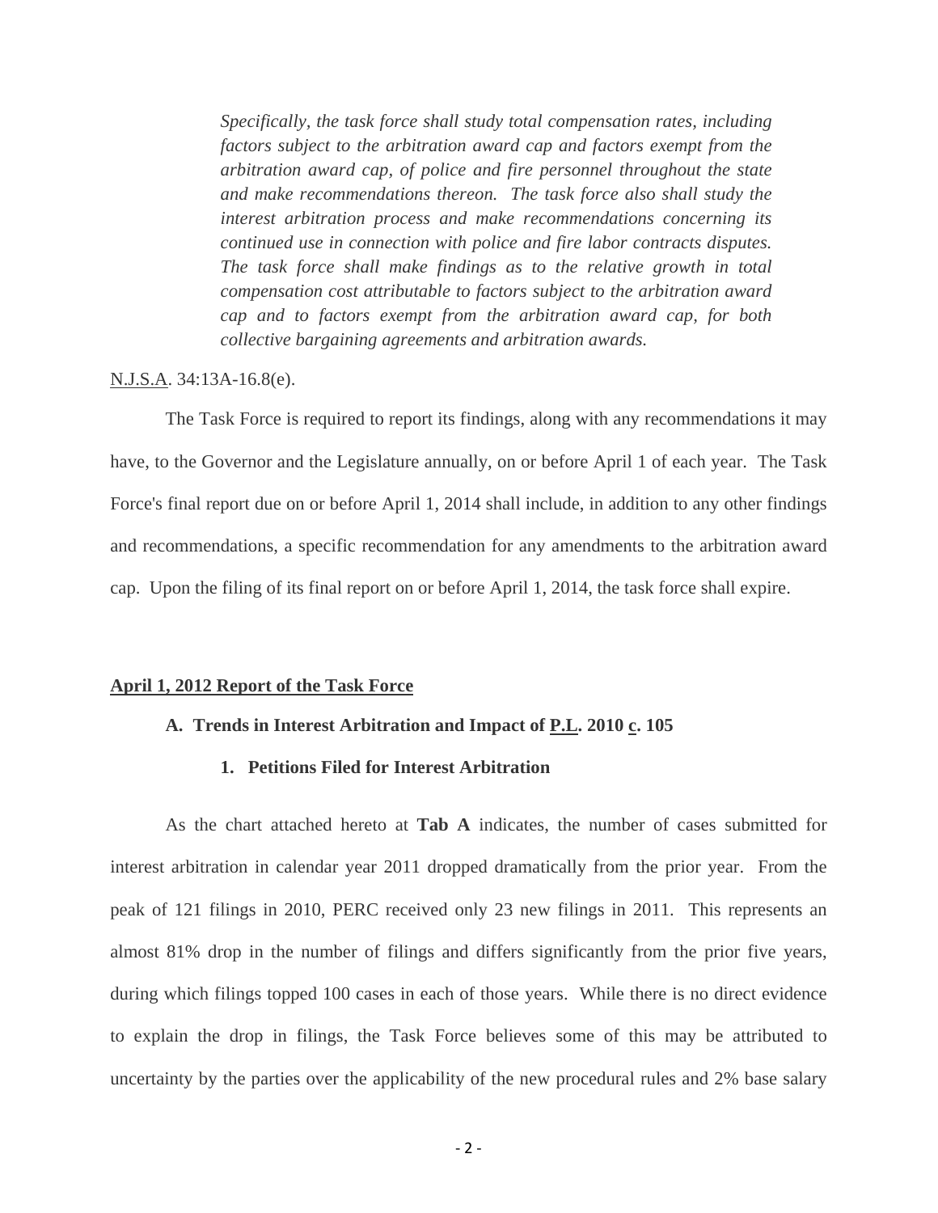*Specifically, the task force shall study total compensation rates, including factors subject to the arbitration award cap and factors exempt from the arbitration award cap, of police and fire personnel throughout the state and make recommendations thereon. The task force also shall study the interest arbitration process and make recommendations concerning its continued use in connection with police and fire labor contracts disputes. The task force shall make findings as to the relative growth in total compensation cost attributable to factors subject to the arbitration award cap and to factors exempt from the arbitration award cap, for both collective bargaining agreements and arbitration awards.*

N.J.S.A. 34:13A-16.8(e).

The Task Force is required to report its findings, along with any recommendations it may have, to the Governor and the Legislature annually, on or before April 1 of each year. The Task Force's final report due on or before April 1, 2014 shall include, in addition to any other findings and recommendations, a specific recommendation for any amendments to the arbitration award cap. Upon the filing of its final report on or before April 1, 2014, the task force shall expire.

## April 1, 2012 Report of the Task Force

### A. Trends in Interest Arbitration and Impact of P.L. 2010 c. 105

#### 1. Petitions Filed for Interest Arbitration

As the chart attached hereto at **Tab A** indicates, the number of cases submitted for interest arbitration in calendar year 2011 dropped dramatically from the prior year. From the peak of 121 filings in 2010, PERC received only 23 new filings in 2011. This represents an almost 81% drop in the number of filings and differs significantly from the prior five years, during which filings topped 100 cases in each of those years. While there is no direct evidence to explain the drop in filings, the Task Force believes some of this may be attributed to uncertainty by the parties over the applicability of the new procedural rules and 2% base salary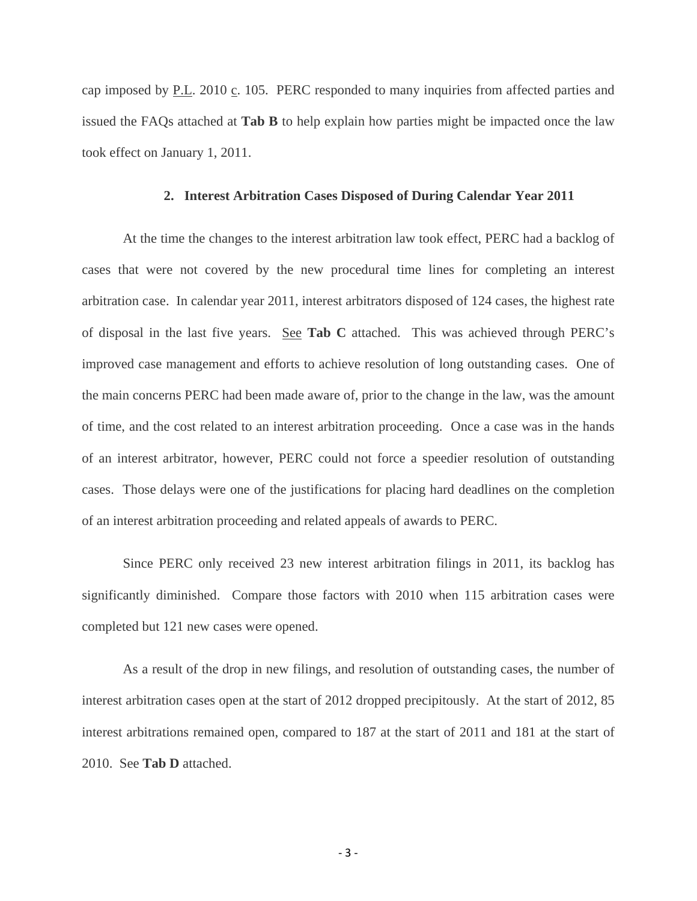cap imposed by P.L. 2010 c. 105. PERC responded to many inquiries from affected parties and issued the FAQs attached at **Tab B** to help explain how parties might be impacted once the law took effect on January 1, 2011.

### 2. Interest Arbitration Cases Disposed of During Calendar Year 2011

At the time the changes to the interest arbitration law took effect, PERC had a backlog of cases that were not covered by the new procedural time lines for completing an interest arbitration case. In calendar year 2011, interest arbitrators disposed of 124 cases, the highest rate of disposal in the last five years. See **Tab C** attached. This was achieved through PERC's improved case management and efforts to achieve resolution of long outstanding cases. One of the main concerns PERC had been made aware of, prior to the change in the law, was the amount of time, and the cost related to an interest arbitration proceeding. Once a case was in the hands of an interest arbitrator, however, PERC could not force a speedier resolution of outstanding cases. Those delays were one of the justifications for placing hard deadlines on the completion of an interest arbitration proceeding and related appeals of awards to PERC.

Since PERC only received 23 new interest arbitration filings in 2011, its backlog has significantly diminished. Compare those factors with 2010 when 115 arbitration cases were completed but 121 new cases were opened.

As a result of the drop in new filings, and resolution of outstanding cases, the number of interest arbitration cases open at the start of 2012 dropped precipitously. At the start of 2012, 85 interest arbitrations remained open, compared to 187 at the start of 2011 and 181 at the start of 2010. See **Tab D** attached.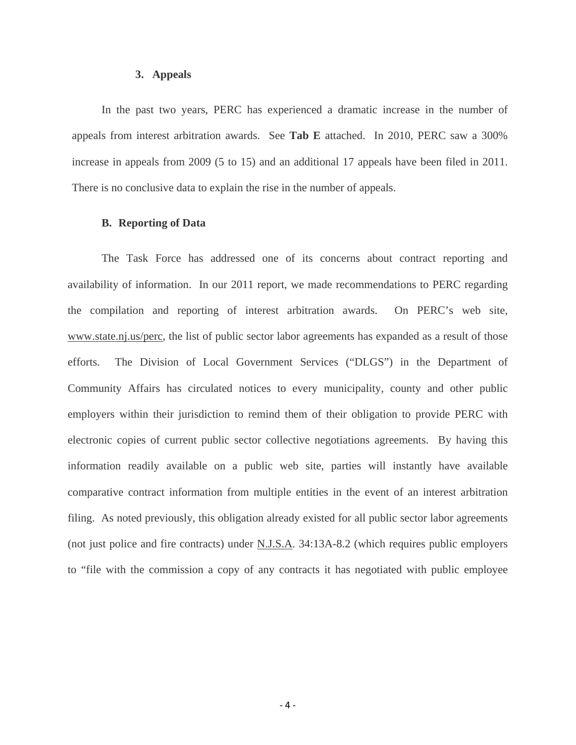### 3. Appeals

In the past two years, PERC has experienced a dramatic increase in the number of appeals from interest arbitration awards. See **Tab E** attached. In 2010, PERC saw a 300% increase in appeals from 2009 (5 to 15) and an additional 17 appeals have been filed in 2011. There is no conclusive data to explain the rise in the number of appeals.

## B. Reporting of Data

The Task Force has addressed one of its concerns about contract reporting and availability of information. In our 2011 report, we made recommendations to PERC regarding the compilation and reporting of interest arbitration awards. On PERC's web site, www.state.nj.us/perc, the list of public sector labor agreements has expanded as a result of those efforts. The Division of Local Government Services ("DLGS") in the Department of Community Affairs has circulated notices to every municipality, county and other public employers within their jurisdiction to remind them of their obligation to provide PERC with electronic copies of current public sector collective negotiations agreements. By having this information readily available on a public web site, parties will instantly have available comparative contract information from multiple entities in the event of an interest arbitration filing. As noted previously, this obligation already existed for all public sector labor agreements (not just police and fire contracts) under N.J.S.A. 34:13A-8.2 (which requires public employers to "file with the commission a copy of any contracts it has negotiated with public employee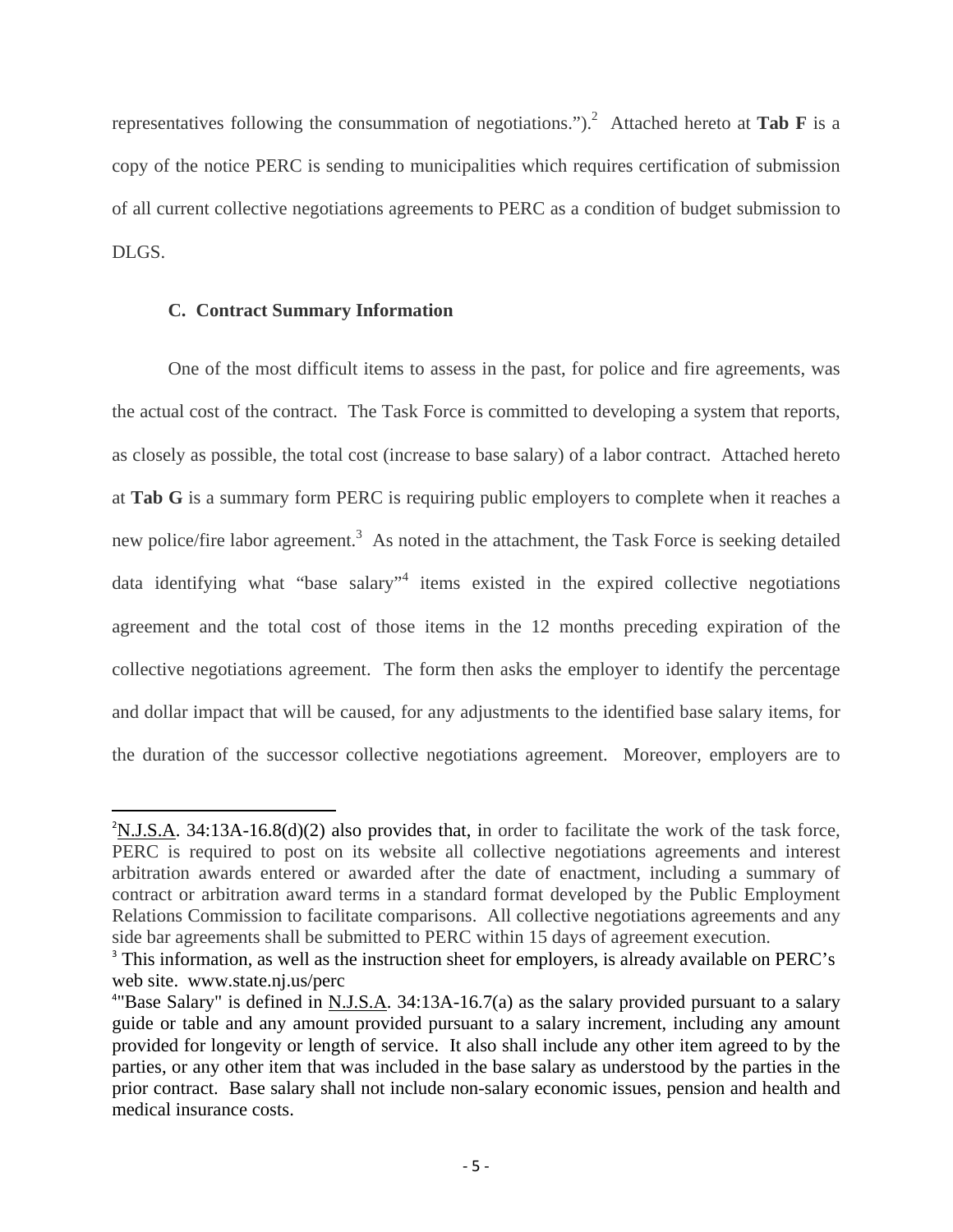representatives following the consummation of negotiations.").[2] Attached hereto at **Tab F** is a copy of the notice PERC is sending to municipalities which requires certification of submission of all current collective negotiations agreements to PERC as a condition of budget submission to DLGS.

### C. Contract Summary Information

One of the most difficult items to assess in the past, for police and fire agreements, was the actual cost of the contract. The Task Force is committed to developing a system that reports, as closely as possible, the total cost (increase to base salary) of a labor contract. Attached hereto at **Tab G** is a summary form PERC is requiring public employers to complete when it reaches a new police/fire labor agreement.[3] As noted in the attachment, the Task Force is seeking detailed data identifying what "base salary"[4] items existed in the expired collective negotiations agreement and the total cost of those items in the 12 months preceding expiration of the collective negotiations agreement. The form then asks the employer to identify the percentage and dollar impact that will be caused, for any adjustments to the identified base salary items, for the duration of the successor collective negotiations agreement. Moreover, employers are to

---

[2] N.J.S.A. 34:13A-16.8(d)(2) also provides that, in order to facilitate the work of the task force, PERC is required to post on its website all collective negotiations agreements and interest arbitration awards entered or awarded after the date of enactment, including a summary of contract or arbitration award terms in a standard format developed by the Public Employment Relations Commission to facilitate comparisons. All collective negotiations agreements and any side bar agreements shall be submitted to PERC within 15 days of agreement execution.

[3] This information, as well as the instruction sheet for employers, is already available on PERC's web site. www.state.nj.us/perc

[4] "Base Salary" is defined in N.J.S.A. 34:13A-16.7(a) as the salary provided pursuant to a salary guide or table and any amount provided pursuant to a salary increment, including any amount provided for longevity or length of service. It also shall include any other item agreed to by the parties, or any other item that was included in the base salary as understood by the parties in the prior contract. Base salary shall not include non-salary economic issues, pension and health and medical insurance costs.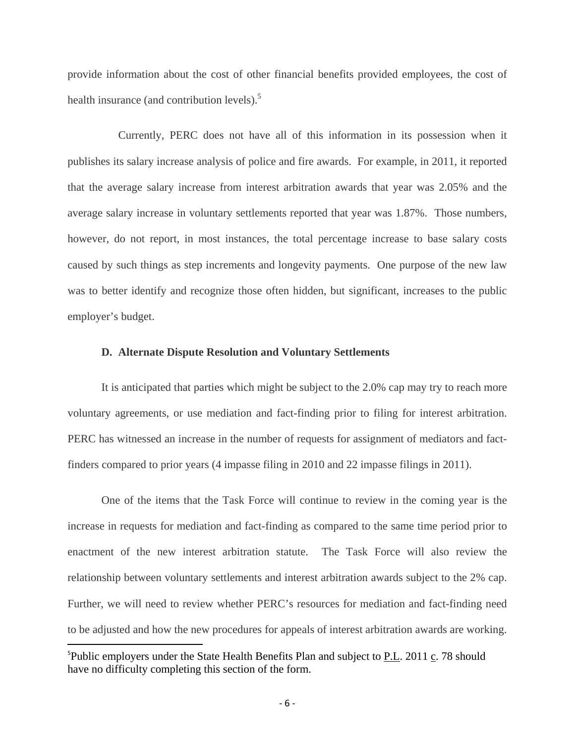provide information about the cost of other financial benefits provided employees, the cost of health insurance (and contribution levels).[5]

Currently, PERC does not have all of this information in its possession when it publishes its salary increase analysis of police and fire awards. For example, in 2011, it reported that the average salary increase from interest arbitration awards that year was 2.05% and the average salary increase in voluntary settlements reported that year was 1.87%. Those numbers, however, do not report, in most instances, the total percentage increase to base salary costs caused by such things as step increments and longevity payments. One purpose of the new law was to better identify and recognize those often hidden, but significant, increases to the public employer's budget.

### D. Alternate Dispute Resolution and Voluntary Settlements

It is anticipated that parties which might be subject to the 2.0% cap may try to reach more voluntary agreements, or use mediation and fact-finding prior to filing for interest arbitration. PERC has witnessed an increase in the number of requests for assignment of mediators and fact-finders compared to prior years (4 impasse filing in 2010 and 22 impasse filings in 2011).

One of the items that the Task Force will continue to review in the coming year is the increase in requests for mediation and fact-finding as compared to the same time period prior to enactment of the new interest arbitration statute. The Task Force will also review the relationship between voluntary settlements and interest arbitration awards subject to the 2% cap. Further, we will need to review whether PERC's resources for mediation and fact-finding need to be adjusted and how the new procedures for appeals of interest arbitration awards are working.

---

[5] Public employers under the State Health Benefits Plan and subject to P.L. 2011 c. 78 should have no difficulty completing this section of the form.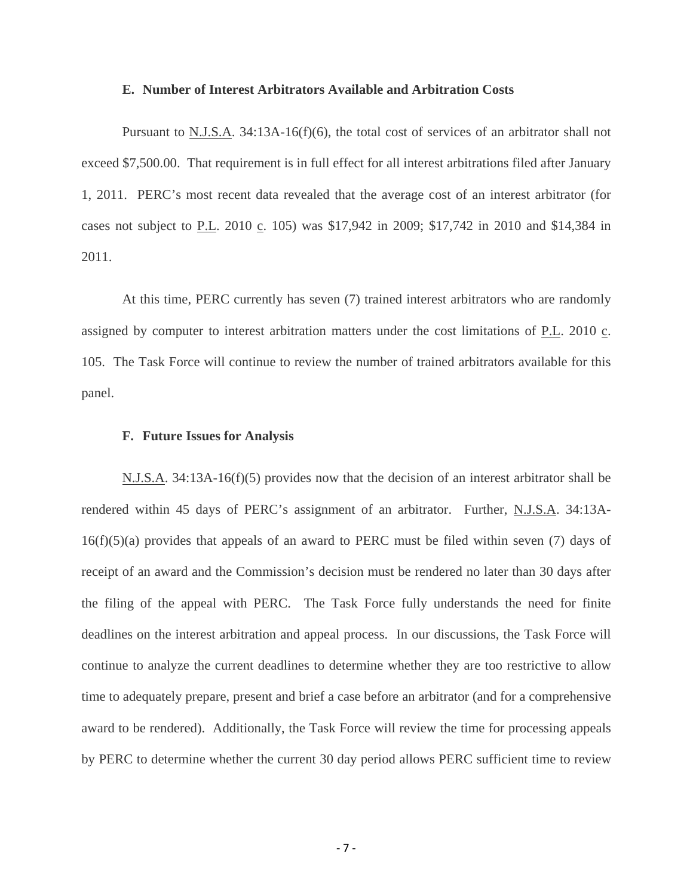### E. Number of Interest Arbitrators Available and Arbitration Costs

Pursuant to N.J.S.A. 34:13A-16(f)(6), the total cost of services of an arbitrator shall not exceed $7,500.00. That requirement is in full effect for all interest arbitrations filed after January 1, 2011. PERC's most recent data revealed that the average cost of an interest arbitrator (for cases not subject to P.L. 2010 c. 105) was $17,942 in 2009; $17,742 in 2010 and $14,384 in 2011.

At this time, PERC currently has seven (7) trained interest arbitrators who are randomly assigned by computer to interest arbitration matters under the cost limitations of P.L. 2010 c. 105. The Task Force will continue to review the number of trained arbitrators available for this panel.

### F. Future Issues for Analysis

N.J.S.A. 34:13A-16(f)(5) provides now that the decision of an interest arbitrator shall be rendered within 45 days of PERC's assignment of an arbitrator. Further, N.J.S.A. 34:13A-16(f)(5)(a) provides that appeals of an award to PERC must be filed within seven (7) days of receipt of an award and the Commission's decision must be rendered no later than 30 days after the filing of the appeal with PERC. The Task Force fully understands the need for finite deadlines on the interest arbitration and appeal process. In our discussions, the Task Force will continue to analyze the current deadlines to determine whether they are too restrictive to allow time to adequately prepare, present and brief a case before an arbitrator (and for a comprehensive award to be rendered). Additionally, the Task Force will review the time for processing appeals by PERC to determine whether the current 30 day period allows PERC sufficient time to review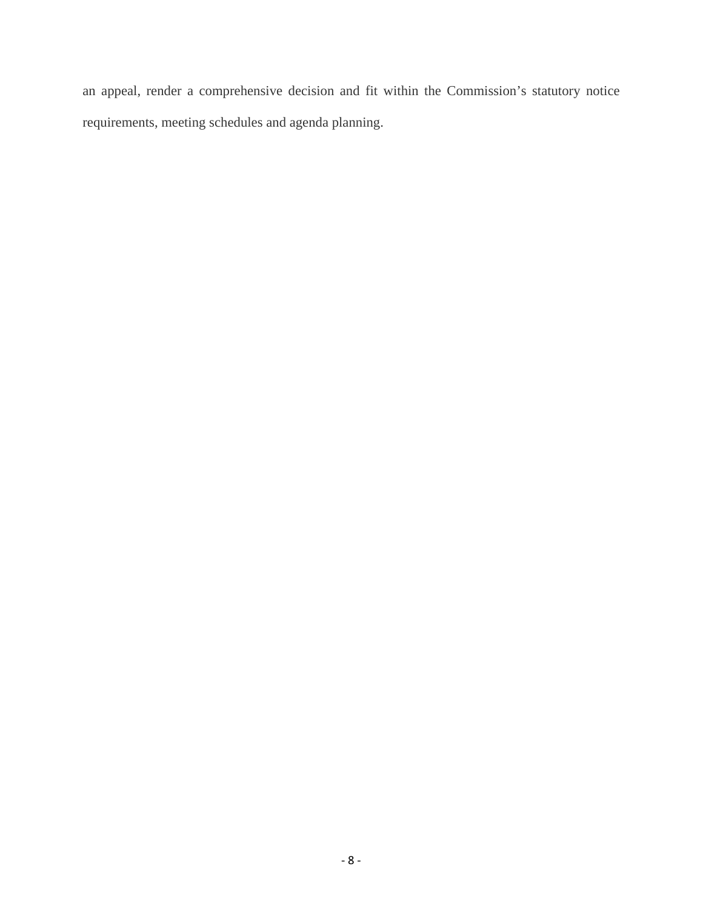an appeal, render a comprehensive decision and fit within the Commission's statutory notice requirements, meeting schedules and agenda planning.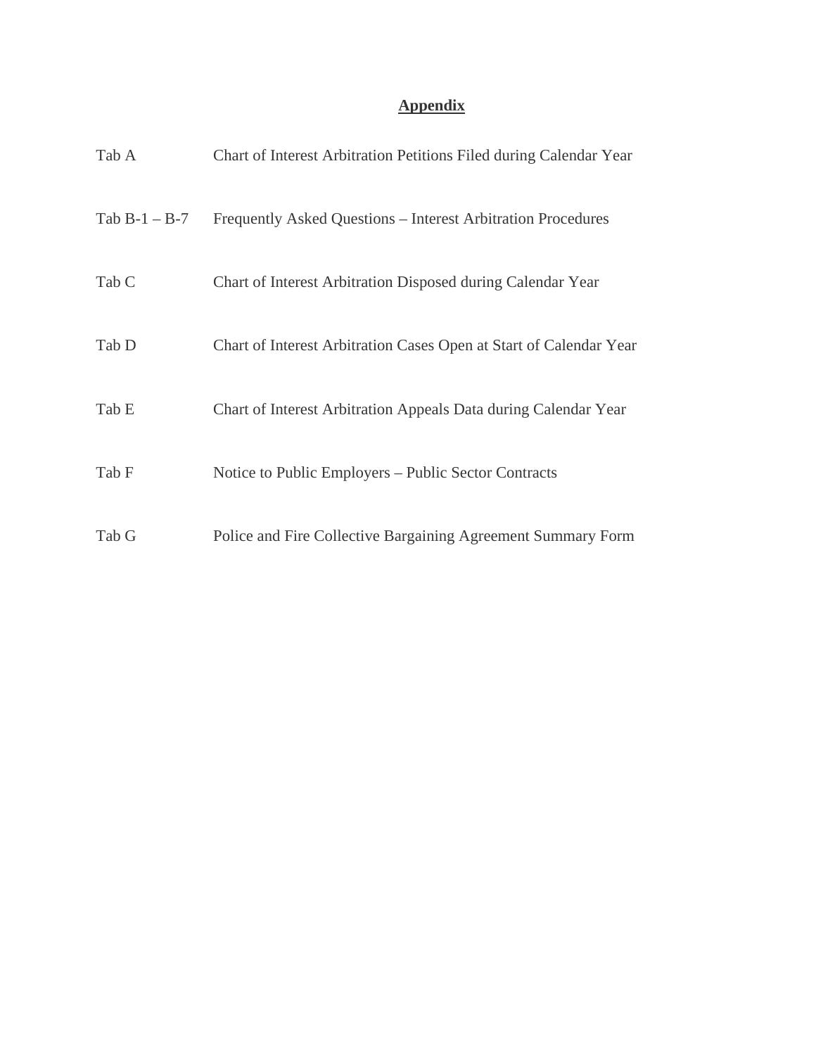# <u>Appendix</u>

| | |
|---|---|
| Tab A | Chart of Interest Arbitration Petitions Filed during Calendar Year |
| Tab B-1 – B-7 | Frequently Asked Questions – Interest Arbitration Procedures |
| Tab C | Chart of Interest Arbitration Disposed during Calendar Year |
| Tab D | Chart of Interest Arbitration Cases Open at Start of Calendar Year |
| Tab E | Chart of Interest Arbitration Appeals Data during Calendar Year |
| Tab F | Notice to Public Employers – Public Sector Contracts |
| Tab G | Police and Fire Collective Bargaining Agreement Summary Form |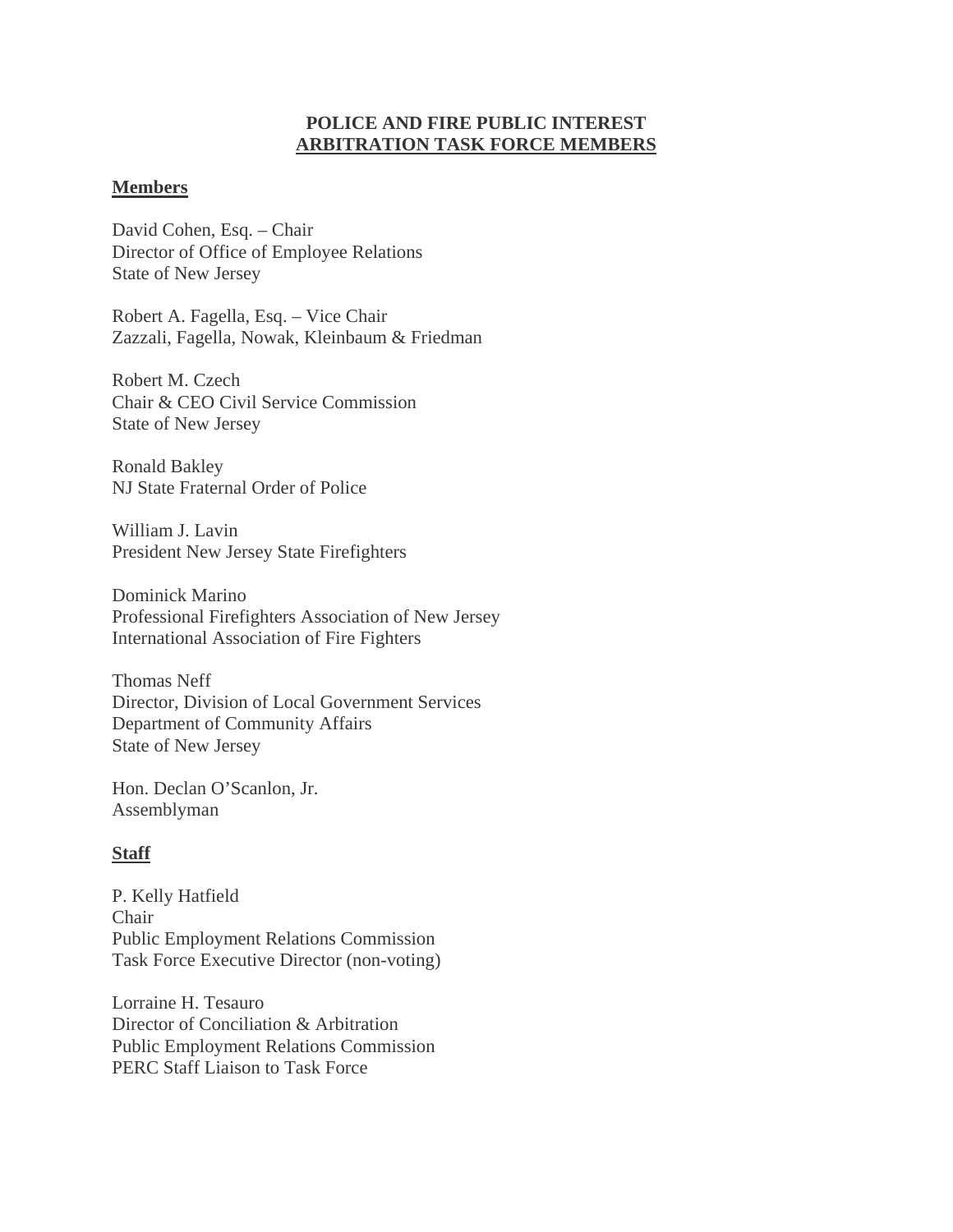# POLICE AND FIRE PUBLIC INTEREST ARBITRATION TASK FORCE MEMBERS

## Members

David Cohen, Esq. – Chair
Director of Office of Employee Relations
State of New Jersey

Robert A. Fagella, Esq. – Vice Chair
Zazzali, Fagella, Nowak, Kleinbaum & Friedman

Robert M. Czech
Chair & CEO Civil Service Commission
State of New Jersey

Ronald Bakley
NJ State Fraternal Order of Police

William J. Lavin
President New Jersey State Firefighters

Dominick Marino
Professional Firefighters Association of New Jersey
International Association of Fire Fighters

Thomas Neff
Director, Division of Local Government Services
Department of Community Affairs
State of New Jersey

Hon. Declan O'Scanlon, Jr.
Assemblyman

## Staff

P. Kelly Hatfield
Chair
Public Employment Relations Commission
Task Force Executive Director (non-voting)

Lorraine H. Tesauro
Director of Conciliation & Arbitration
Public Employment Relations Commission
PERC Staff Liaison to Task Force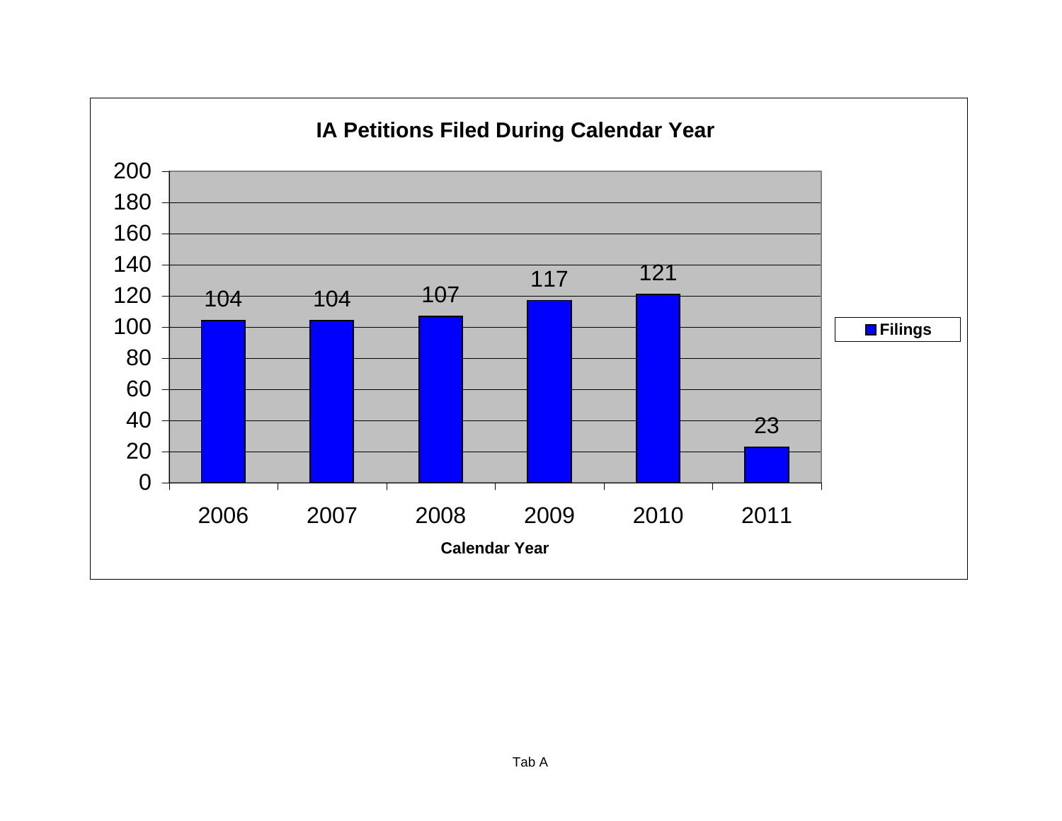## IA Petitions Filed During Calendar Year

| Calendar Year | Filings |
|---|---|
| 2006 | 104 |
| 2007 | 104 |
| 2008 | 107 |
| 2009 | 117 |
| 2010 | 121 |
| 2011 | 23 |

Tab A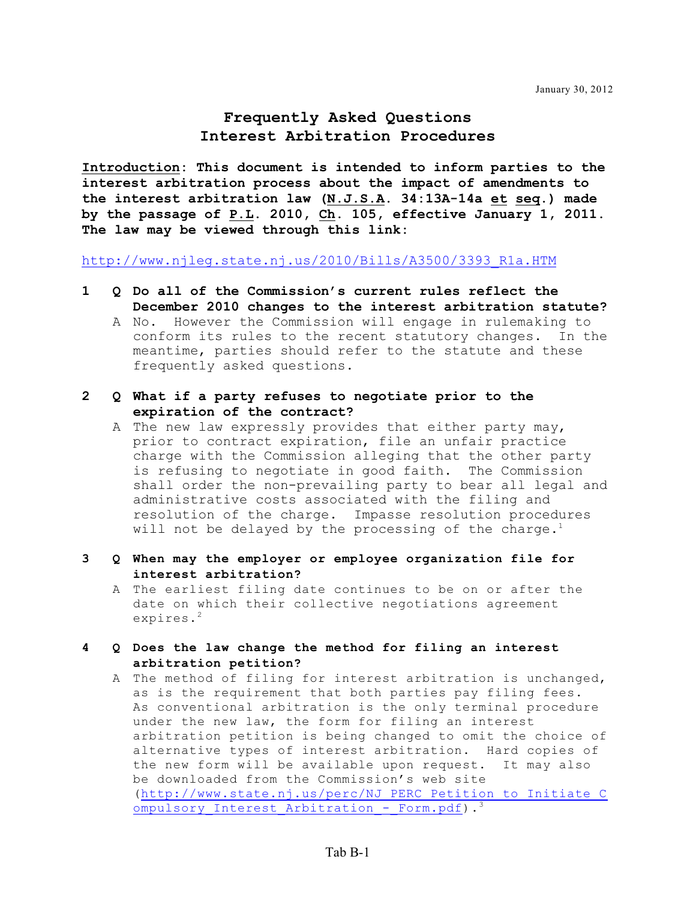January 30, 2012

# Frequently Asked Questions
# Interest Arbitration Procedures

**<u>Introduction</u>: This document is intended to inform parties to the interest arbitration process about the impact of amendments to the interest arbitration law (<u>N.J.S.A</u>. 34:13A-14a <u>et</u> <u>seq</u>.) made by the passage of <u>P.L</u>. 2010, <u>Ch</u>. 105, effective January 1, 2011. The law may be viewed through this link:**

http://www.njleg.state.nj.us/2010/Bills/A3500/3393_R1a.HTM

**1 Q Do all of the Commission's current rules reflect the December 2010 changes to the interest arbitration statute?**

A No. However the Commission will engage in rulemaking to conform its rules to the recent statutory changes. In the meantime, parties should refer to the statute and these frequently asked questions.

**2 Q What if a party refuses to negotiate prior to the expiration of the contract?**

A The new law expressly provides that either party may, prior to contract expiration, file an unfair practice charge with the Commission alleging that the other party is refusing to negotiate in good faith. The Commission shall order the non-prevailing party to bear all legal and administrative costs associated with the filing and resolution of the charge. Impasse resolution procedures will not be delayed by the processing of the charge.[1]

**3 Q When may the employer or employee organization file for interest arbitration?**

A The earliest filing date continues to be on or after the date on which their collective negotiations agreement expires.[2]

**4 Q Does the law change the method for filing an interest arbitration petition?**

A The method of filing for interest arbitration is unchanged, as is the requirement that both parties pay filing fees. As conventional arbitration is the only terminal procedure under the new law, the form for filing an interest arbitration petition is being changed to omit the choice of alternative types of interest arbitration. Hard copies of the new form will be available upon request. It may also be downloaded from the Commission's web site (http://www.state.nj.us/perc/NJ_PERC_Petition_to_Initiate_Compulsory_Interest_Arbitration_-_Form.pdf).[3]

Tab B-1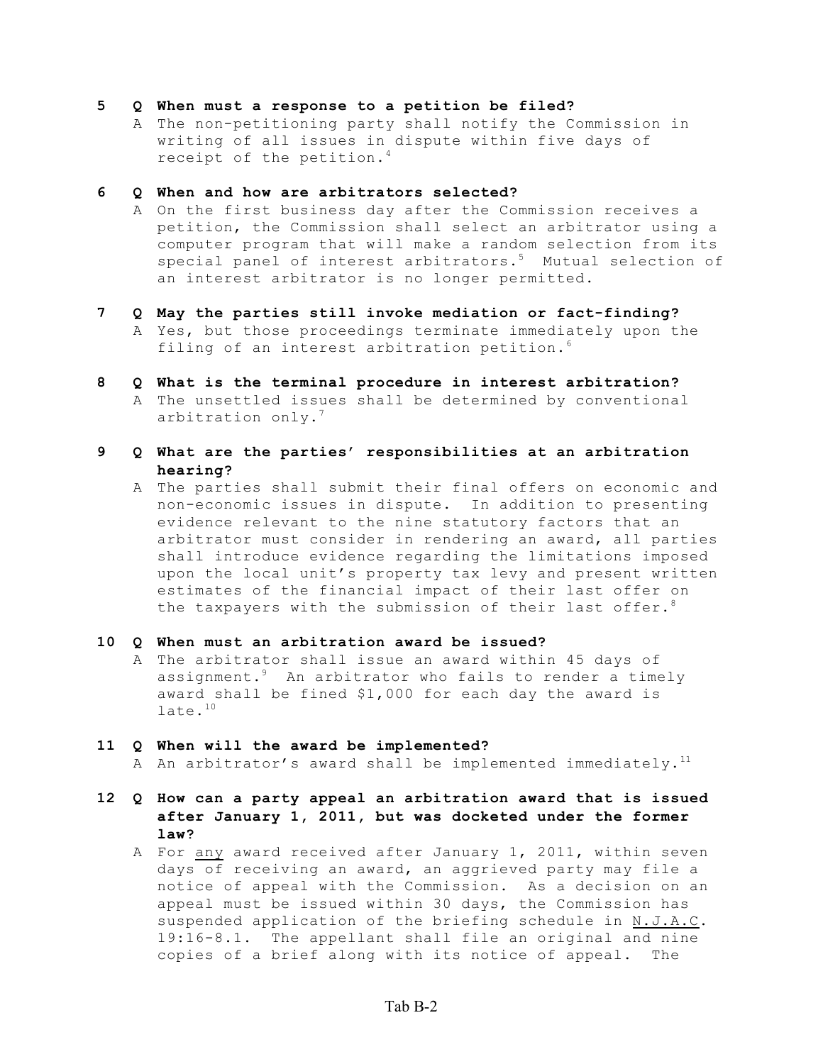**5 Q When must a response to a petition be filed?**

A The non-petitioning party shall notify the Commission in writing of all issues in dispute within five days of receipt of the petition.[4]

**6 Q When and how are arbitrators selected?**

A On the first business day after the Commission receives a petition, the Commission shall select an arbitrator using a computer program that will make a random selection from its special panel of interest arbitrators.[5] Mutual selection of an interest arbitrator is no longer permitted.

**7 Q May the parties still invoke mediation or fact-finding?**

A Yes, but those proceedings terminate immediately upon the filing of an interest arbitration petition.[6]

**8 Q What is the terminal procedure in interest arbitration?**

A The unsettled issues shall be determined by conventional arbitration only.[7]

**9 Q What are the parties' responsibilities at an arbitration hearing?**

A The parties shall submit their final offers on economic and non-economic issues in dispute. In addition to presenting evidence relevant to the nine statutory factors that an arbitrator must consider in rendering an award, all parties shall introduce evidence regarding the limitations imposed upon the local unit's property tax levy and present written estimates of the financial impact of their last offer on the taxpayers with the submission of their last offer.[8]

**10 Q When must an arbitration award be issued?**

A The arbitrator shall issue an award within 45 days of assignment.[9] An arbitrator who fails to render a timely award shall be fined $1,000 for each day the award is late.[10]

**11 Q When will the award be implemented?**

A An arbitrator's award shall be implemented immediately.[11]

**12 Q How can a party appeal an arbitration award that is issued after January 1, 2011, but was docketed under the former law?**

A For <u>any</u> award received after January 1, 2011, within seven days of receiving an award, an aggrieved party may file a notice of appeal with the Commission. As a decision on an appeal must be issued within 30 days, the Commission has suspended application of the briefing schedule in <u>N.J.A.C</u>. 19:16-8.1. The appellant shall file an original and nine copies of a brief along with its notice of appeal. The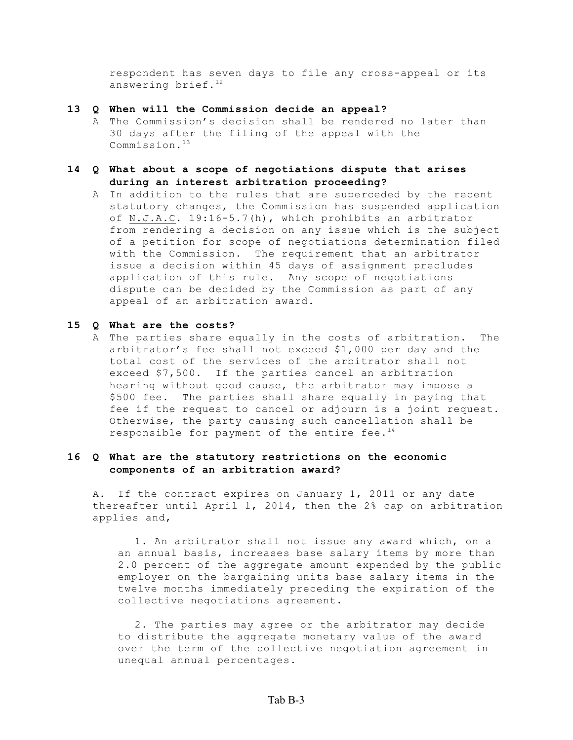respondent has seven days to file any cross-appeal or its answering brief.[12]

**13 Q When will the Commission decide an appeal?**

A The Commission's decision shall be rendered no later than 30 days after the filing of the appeal with the Commission.[13]

**14 Q What about a scope of negotiations dispute that arises during an interest arbitration proceeding?**

A In addition to the rules that are superceded by the recent statutory changes, the Commission has suspended application of N.J.A.C. 19:16-5.7(h), which prohibits an arbitrator from rendering a decision on any issue which is the subject of a petition for scope of negotiations determination filed with the Commission. The requirement that an arbitrator issue a decision within 45 days of assignment precludes application of this rule. Any scope of negotiations dispute can be decided by the Commission as part of any appeal of an arbitration award.

**15 Q What are the costs?**

A The parties share equally in the costs of arbitration. The arbitrator's fee shall not exceed $1,000 per day and the total cost of the services of the arbitrator shall not exceed $7,500. If the parties cancel an arbitration hearing without good cause, the arbitrator may impose a $500 fee. The parties shall share equally in paying that fee if the request to cancel or adjourn is a joint request. Otherwise, the party causing such cancellation shall be responsible for payment of the entire fee.[14]

**16 Q What are the statutory restrictions on the economic components of an arbitration award?**

A. If the contract expires on January 1, 2011 or any date thereafter until April 1, 2014, then the 2% cap on arbitration applies and,

1. An arbitrator shall not issue any award which, on a an annual basis, increases base salary items by more than 2.0 percent of the aggregate amount expended by the public employer on the bargaining units base salary items in the twelve months immediately preceding the expiration of the collective negotiations agreement.

2. The parties may agree or the arbitrator may decide to distribute the aggregate monetary value of the award over the term of the collective negotiation agreement in unequal annual percentages.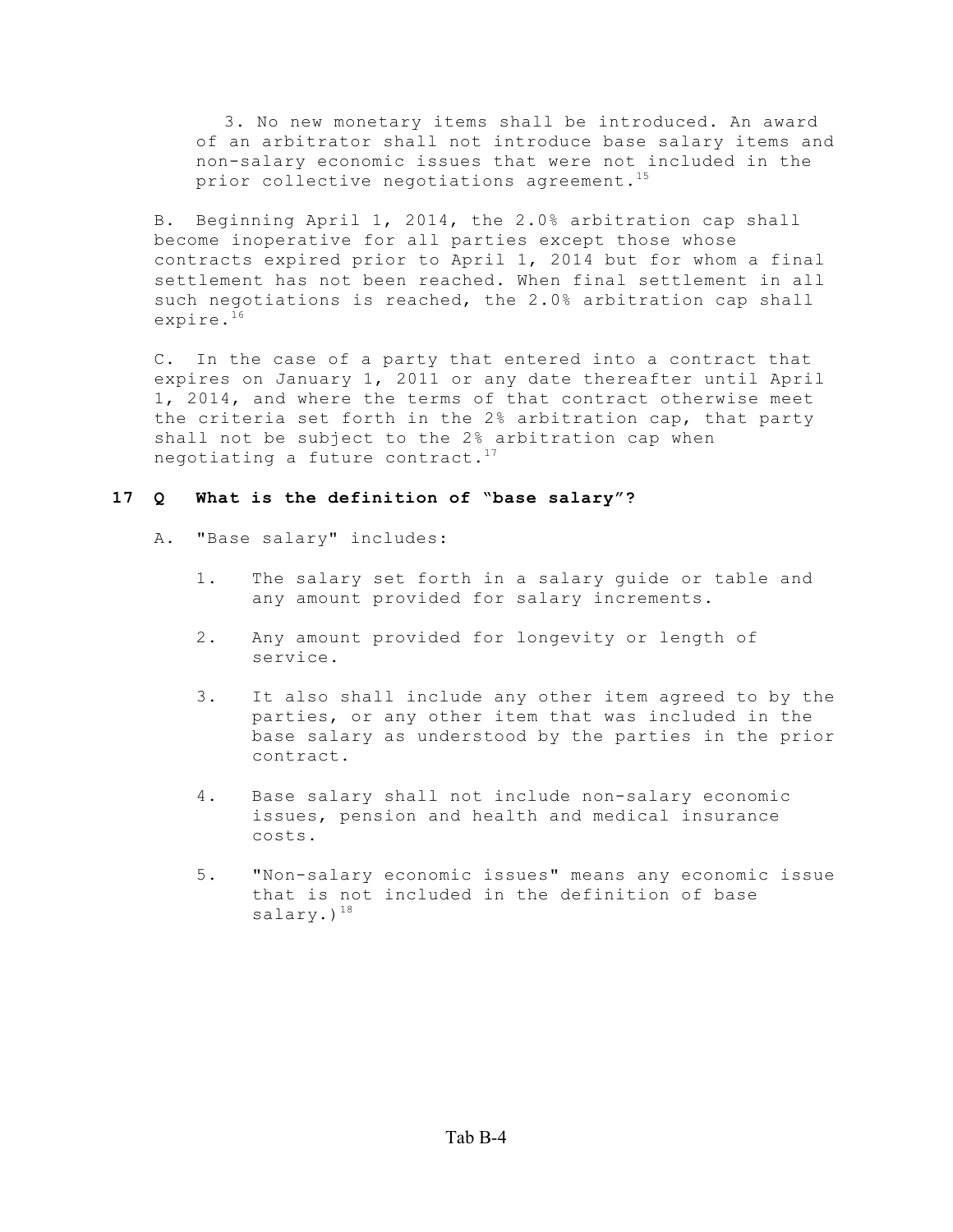3. No new monetary items shall be introduced. An award of an arbitrator shall not introduce base salary items and non-salary economic issues that were not included in the prior collective negotiations agreement.[15]

B. Beginning April 1, 2014, the 2.0% arbitration cap shall become inoperative for all parties except those whose contracts expired prior to April 1, 2014 but for whom a final settlement has not been reached. When final settlement in all such negotiations is reached, the 2.0% arbitration cap shall expire.[16]

C. In the case of a party that entered into a contract that expires on January 1, 2011 or any date thereafter until April 1, 2014, and where the terms of that contract otherwise meet the criteria set forth in the 2% arbitration cap, that party shall not be subject to the 2% arbitration cap when negotiating a future contract.[17]

**17 Q What is the definition of "base salary"?**

A. "Base salary" includes:

1. The salary set forth in a salary guide or table and any amount provided for salary increments.
2. Any amount provided for longevity or length of service.
3. It also shall include any other item agreed to by the parties, or any other item that was included in the base salary as understood by the parties in the prior contract.
4. Base salary shall not include non-salary economic issues, pension and health and medical insurance costs.
5. "Non-salary economic issues" means any economic issue that is not included in the definition of base salary.)[18]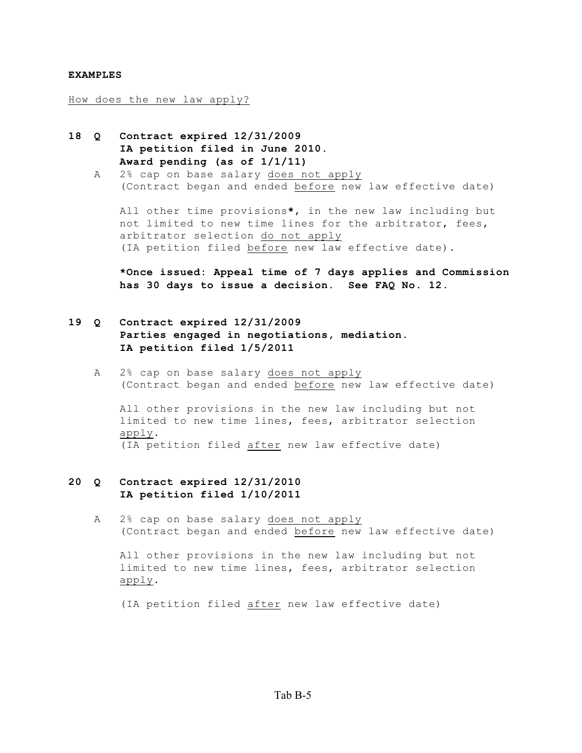**EXAMPLES**

How does the new law apply?

**18 Q Contract expired 12/31/2009**
**IA petition filed in June 2010.**
**Award pending (as of 1/1/11)**

A 2% cap on base salary does not apply
(Contract began and ended before new law effective date)

All other time provisions*, in the new law including but not limited to new time lines for the arbitrator, fees, arbitrator selection do not apply
(IA petition filed before new law effective date).

***Once issued: Appeal time of 7 days applies and Commission has 30 days to issue a decision. See FAQ No. 12.**

**19 Q Contract expired 12/31/2009**
**Parties engaged in negotiations, mediation.**
**IA petition filed 1/5/2011**

A 2% cap on base salary does not apply
(Contract began and ended before new law effective date)

All other provisions in the new law including but not limited to new time lines, fees, arbitrator selection apply.
(IA petition filed after new law effective date)

**20 Q Contract expired 12/31/2010**
**IA petition filed 1/10/2011**

A 2% cap on base salary does not apply
(Contract began and ended before new law effective date)

All other provisions in the new law including but not limited to new time lines, fees, arbitrator selection apply.

(IA petition filed after new law effective date)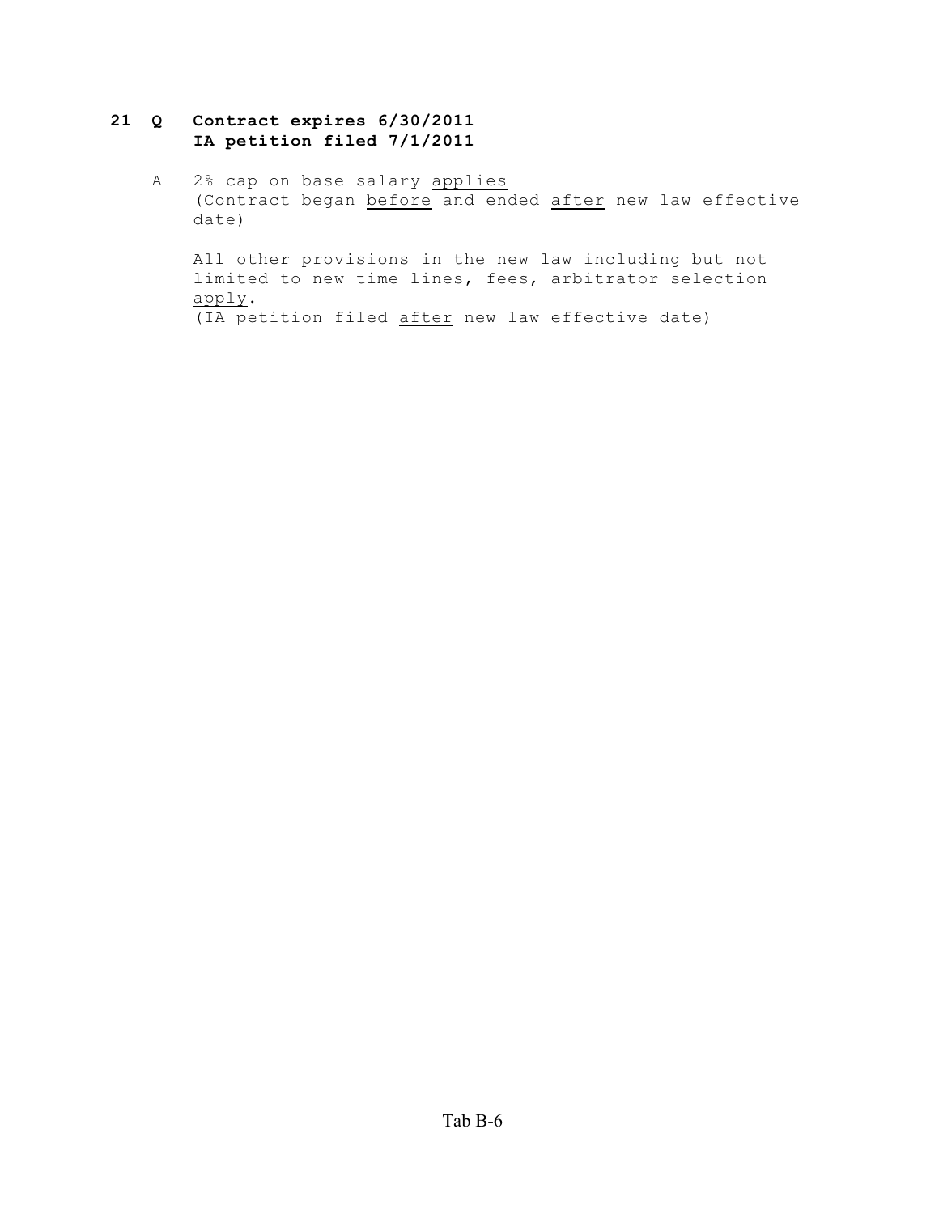**21 Q Contract expires 6/30/2011**
**IA petition filed 7/1/2011**

A 2% cap on base salary <u>applies</u>
(Contract began <u>before</u> and ended <u>after</u> new law effective date)

All other provisions in the new law including but not limited to new time lines, fees, arbitrator selection <u>apply</u>.
(IA petition filed <u>after</u> new law effective date)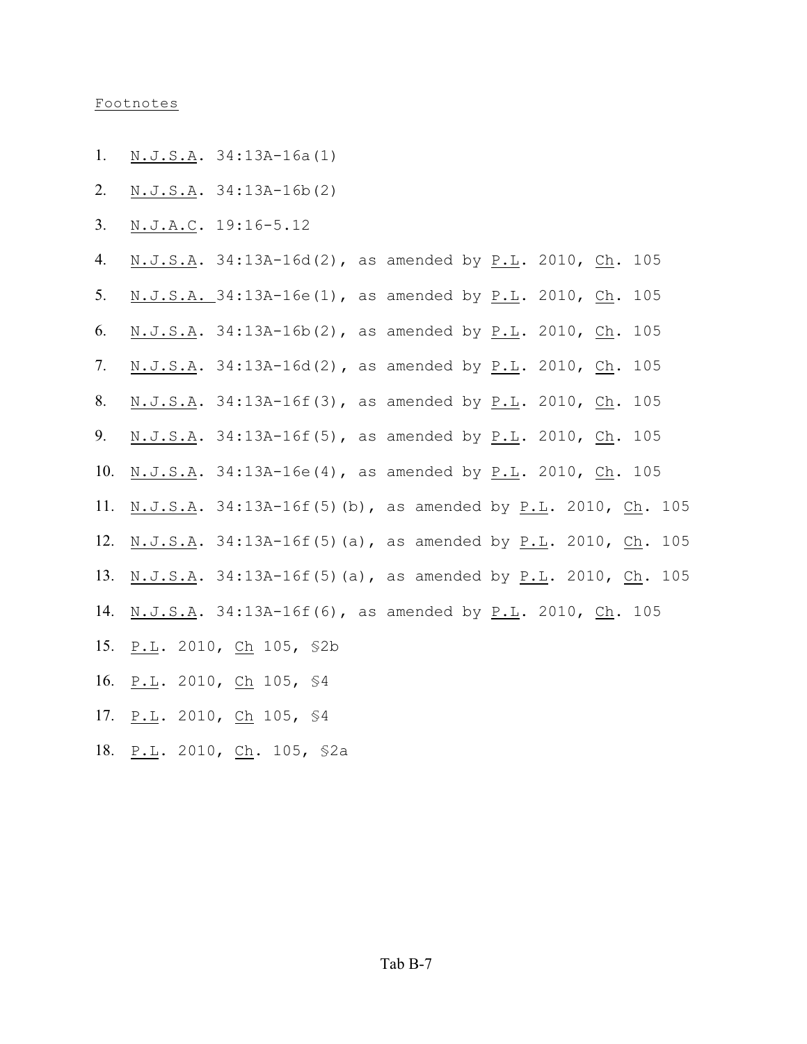Footnotes

1. N.J.S.A. 34:13A-16a(1)
2. N.J.S.A. 34:13A-16b(2)
3. N.J.A.C. 19:16-5.12
4. N.J.S.A. 34:13A-16d(2), as amended by P.L. 2010, Ch. 105
5. N.J.S.A. 34:13A-16e(1), as amended by P.L. 2010, Ch. 105
6. N.J.S.A. 34:13A-16b(2), as amended by P.L. 2010, Ch. 105
7. N.J.S.A. 34:13A-16d(2), as amended by P.L. 2010, Ch. 105
8. N.J.S.A. 34:13A-16f(3), as amended by P.L. 2010, Ch. 105
9. N.J.S.A. 34:13A-16f(5), as amended by P.L. 2010, Ch. 105
10. N.J.S.A. 34:13A-16e(4), as amended by P.L. 2010, Ch. 105
11. N.J.S.A. 34:13A-16f(5)(b), as amended by P.L. 2010, Ch. 105
12. N.J.S.A. 34:13A-16f(5)(a), as amended by P.L. 2010, Ch. 105
13. N.J.S.A. 34:13A-16f(5)(a), as amended by P.L. 2010, Ch. 105
14. N.J.S.A. 34:13A-16f(6), as amended by P.L. 2010, Ch. 105
15. P.L. 2010, Ch 105, §2b
16. P.L. 2010, Ch 105, §4
17. P.L. 2010, Ch 105, §4
18. P.L. 2010, Ch. 105, §2a

Tab B-7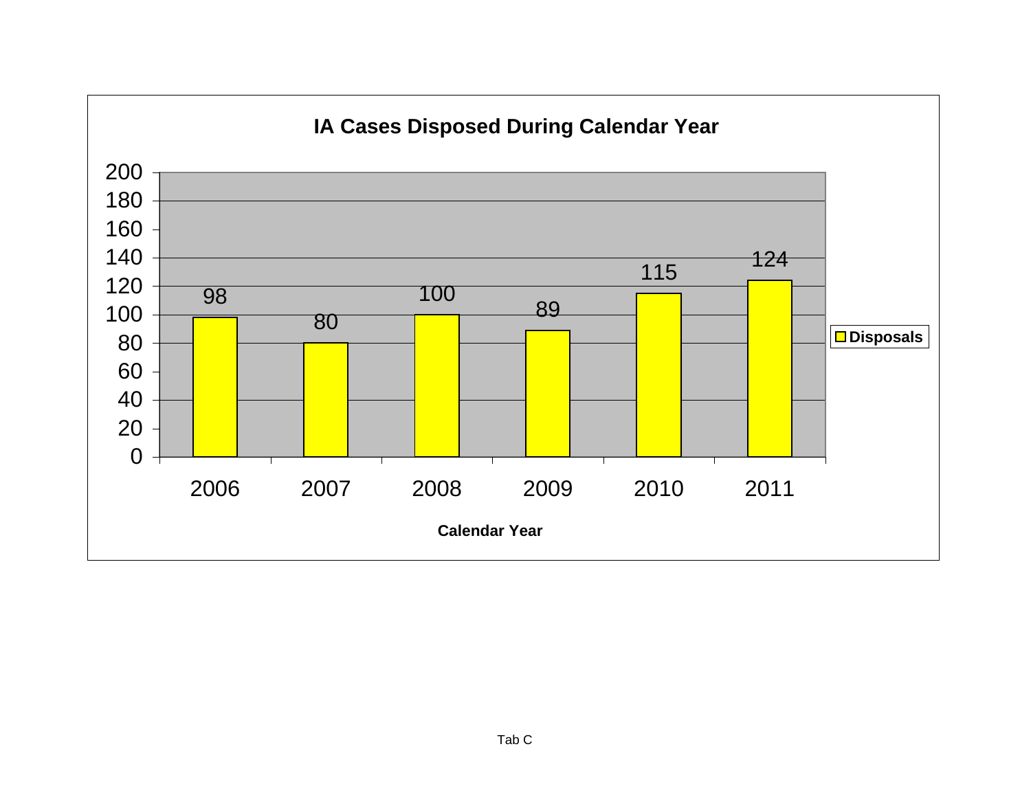**IA Cases Disposed During Calendar Year**

| Calendar Year | Disposals |
|---|---|
| 2006 | 98 |
| 2007 | 80 |
| 2008 | 100 |
| 2009 | 89 |
| 2010 | 115 |
| 2011 | 124 |

Tab C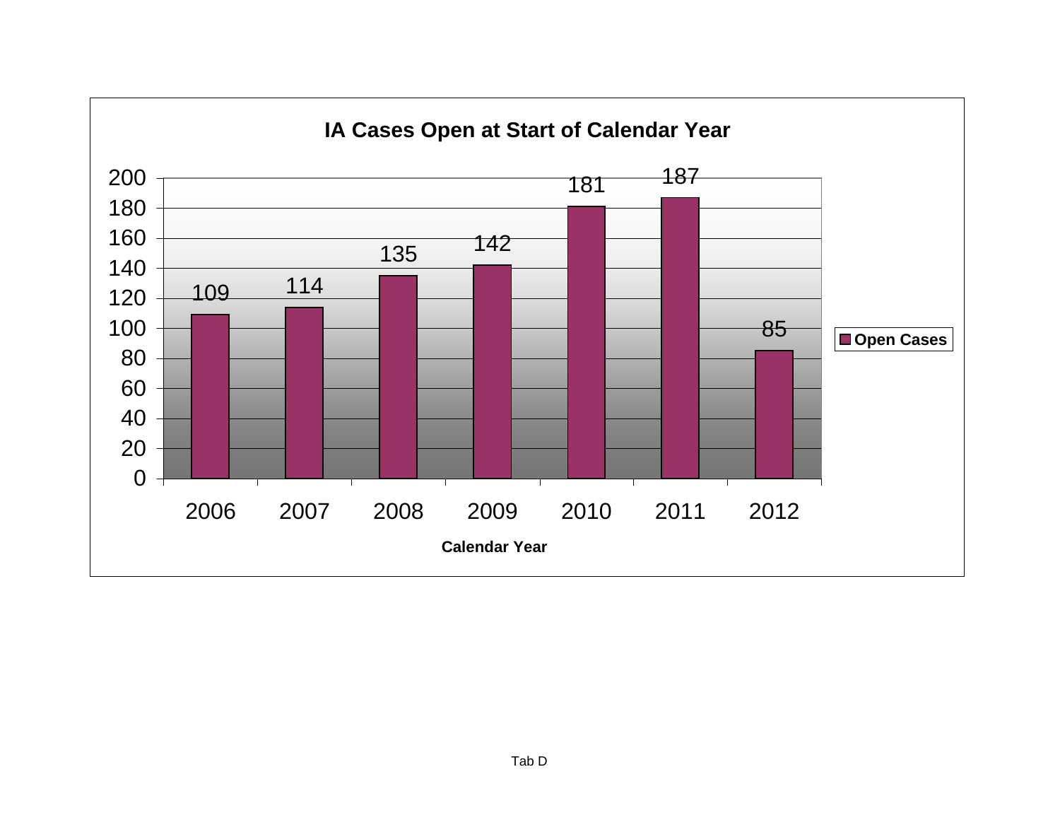**IA Cases Open at Start of Calendar Year**

| Calendar Year | Open Cases |
|---|---|
| 2006 | 109 |
| 2007 | 114 |
| 2008 | 135 |
| 2009 | 142 |
| 2010 | 181 |
| 2011 | 187 |
| 2012 | 85 |

Tab D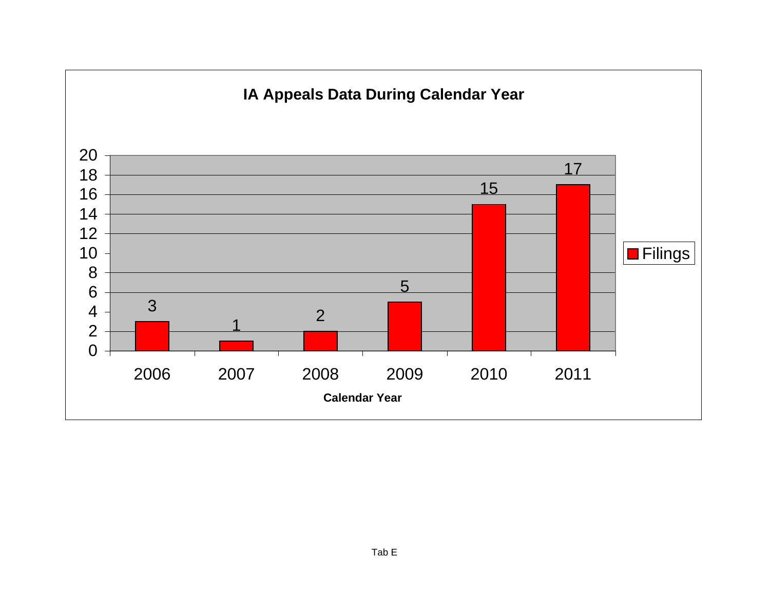## IA Appeals Data During Calendar Year

| Calendar Year | Filings |
|---|---|
| 2006 | 3 |
| 2007 | 1 |
| 2008 | 2 |
| 2009 | 5 |
| 2010 | 15 |
| 2011 | 17 |

Tab E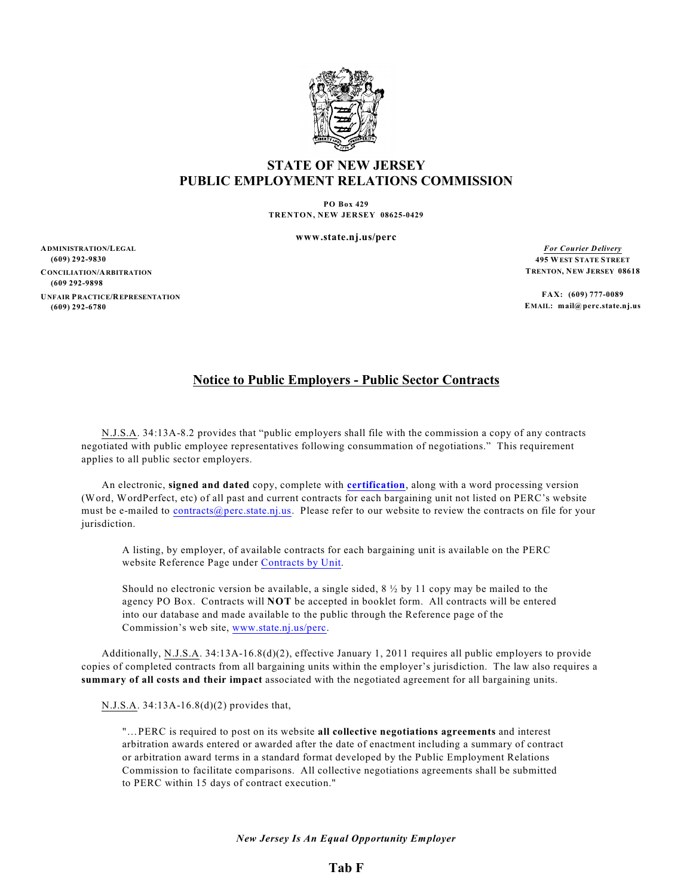# STATE OF NEW JERSEY
# PUBLIC EMPLOYMENT RELATIONS COMMISSION

**PO Box 429**
**TRENTON, NEW JERSEY 08625-0429**

**www.state.nj.us/perc**

**ADMINISTRATION/LEGAL**
**(609) 292-9830**
**CONCILIATION/ARBITRATION**
**(609 292-9898**
**UNFAIR PRACTICE/REPRESENTATION**
**(609) 292-6780**

***For Courier Delivery***
**495 WEST STATE STREET**
**TRENTON, NEW JERSEY 08618**

**FAX: (609) 777-0089**
**EMAIL: mail@perc.state.nj.us**

## Notice to Public Employers - Public Sector Contracts

N.J.S.A. 34:13A-8.2 provides that "public employers shall file with the commission a copy of any contracts negotiated with public employee representatives following consummation of negotiations." This requirement applies to all public sector employers.

An electronic, **signed and dated** copy, complete with **certification**, along with a word processing version (Word, WordPerfect, etc) of all past and current contracts for each bargaining unit not listed on PERC's website must be e-mailed to contracts@perc.state.nj.us. Please refer to our website to review the contracts on file for your jurisdiction.

> A listing, by employer, of available contracts for each bargaining unit is available on the PERC website Reference Page under Contracts by Unit.
>
> Should no electronic version be available, a single sided, 8 ½ by 11 copy may be mailed to the agency PO Box. Contracts will **NOT** be accepted in booklet form. All contracts will be entered into our database and made available to the public through the Reference page of the Commission's web site, www.state.nj.us/perc.

Additionally, N.J.S.A. 34:13A-16.8(d)(2), effective January 1, 2011 requires all public employers to provide copies of completed contracts from all bargaining units within the employer's jurisdiction. The law also requires a **summary of all costs and their impact** associated with the negotiated agreement for all bargaining units.

N.J.S.A. 34:13A-16.8(d)(2) provides that,

> "…PERC is required to post on its website **all collective negotiations agreements** and interest arbitration awards entered or awarded after the date of enactment including a summary of contract or arbitration award terms in a standard format developed by the Public Employment Relations Commission to facilitate comparisons. All collective negotiations agreements shall be submitted to PERC within 15 days of contract execution."

***New Jersey Is An Equal Opportunity Employer***

**Tab F**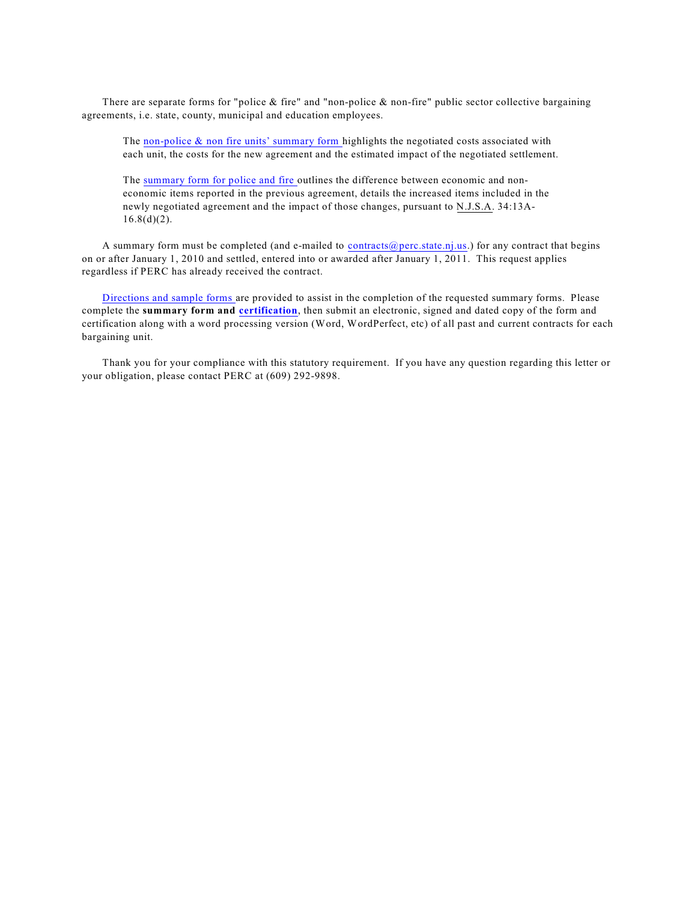There are separate forms for "police & fire" and "non-police & non-fire" public sector collective bargaining agreements, i.e. state, county, municipal and education employees.

> The non-police & non fire units' summary form highlights the negotiated costs associated with each unit, the costs for the new agreement and the estimated impact of the negotiated settlement.
>
> The summary form for police and fire outlines the difference between economic and non-economic items reported in the previous agreement, details the increased items included in the newly negotiated agreement and the impact of those changes, pursuant to N.J.S.A. 34:13A-16.8(d)(2).

A summary form must be completed (and e-mailed to contracts@perc.state.nj.us.) for any contract that begins on or after January 1, 2010 and settled, entered into or awarded after January 1, 2011. This request applies regardless if PERC has already received the contract.

Directions and sample forms are provided to assist in the completion of the requested summary forms. Please complete the **summary form and certification**, then submit an electronic, signed and dated copy of the form and certification along with a word processing version (Word, WordPerfect, etc) of all past and current contracts for each bargaining unit.

Thank you for your compliance with this statutory requirement. If you have any question regarding this letter or your obligation, please contact PERC at (609) 292-9898.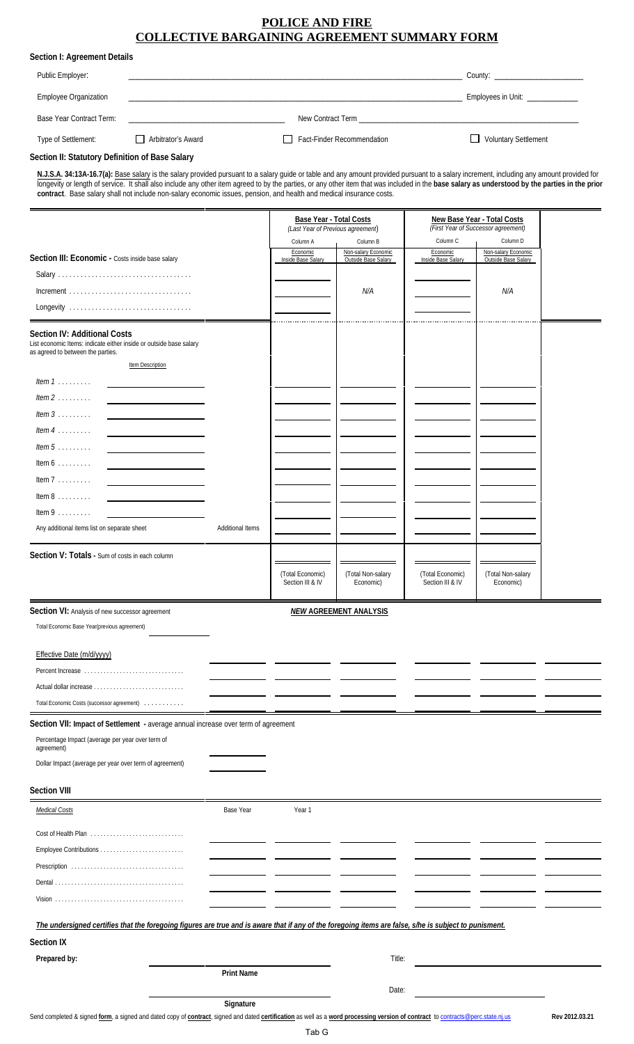# POLICE AND FIRE
# COLLECTIVE BARGAINING AGREEMENT SUMMARY FORM

**Section I: Agreement Details**

Public Employer: ______________________________ County: ______________

Employee Organization ______________________________ Employees in Unit: ______________

Base Year Contract Term: ______________________________ New Contract Term ______________________________

Type of Settlement: ☐ Arbitrator's Award ☐ Fact-Finder Recommendation ☐ Voluntary Settlement

**Section II: Statutory Definition of Base Salary**

**N.J.S.A. 34:13A-16.7(a):** Base salary is the salary provided pursuant to a salary guide or table and any amount provided pursuant to a salary increment, including any amount provided for longevity or length of service. It shall also include any other item agreed to by the parties, or any other item that was included in the **base salary as understood by the parties in the prior contract**. Base salary shall not include non-salary economic issues, pension, and health and medical insurance costs.

| | | **Base Year - Total Costs** *(Last Year of Previous agreement)* | | **New Base Year - Total Costs** *(First Year of Successor agreement)* | |
|---|---|---|---|---|---|
| | | Column A | Column B | Column C | Column D |
| **Section III: Economic -** Costs inside base salary | | Economic Inside Base Salary | Non-salary Economic Outside Base Salary | Economic Inside Base Salary | Non-salary Economic Outside Base Salary |
| Salary | | | | | |
| Increment | | | N/A | | N/A |
| Longevity | | | | | |
| **Section IV: Additional Costs** List economic Items: indicate either inside or outside base salary as agreed to between the parties. | Item Description | | | | |
| *Item 1* | | | | | |
| *Item 2* | | | | | |
| *Item 3* | | | | | |
| *Item 4* | | | | | |
| *Item 5* | | | | | |
| Item 6 | | | | | |
| Item 7 | | | | | |
| Item 8 | | | | | |
| Item 9 | | | | | |
| Any additional items list on separate sheet | Additional Items | | | | |
| **Section V: Totals -** Sum of costs in each column | | (Total Economic) Section III & IV | (Total Non-salary Economic) | (Total Economic) Section III & IV | (Total Non-salary Economic) |

**Section VI:** Analysis of new successor agreement — ***NEW* AGREEMENT ANALYSIS**

Total Economic Base Year(previous agreement) ______________

| | | | | | | |
|---|---|---|---|---|---|---|
| Effective Date (m/d/yyyy) | | | | | | |
| Percent Increase | | | | | | |
| Actual dollar increase | | | | | | |
| Total Economic Costs (successor agreement) | | | | | | |

**Section VII: Impact of Settlement -** average annual increase over term of agreement

Percentage Impact (average per year over term of agreement) ______________

Dollar Impact (average per year over term of agreement) ______________

**Section VIII**

| *Medical Costs* | Base Year | Year 1 | | | | |
|---|---|---|---|---|---|---|
| Cost of Health Plan | | | | | | |
| Employee Contributions | | | | | | |
| Prescription | | | | | | |
| Dental | | | | | | |
| Vision | | | | | | |

***The undersigned certifies that the foregoing figures are true and is aware that if any of the foregoing items are false, s/he is subject to punishment.***

**Section IX**

**Prepared by:** ______________________ Title: ______________________

**Print Name**

______________________ Date: ______________________

**Signature**

Send completed & signed **form**, a signed and dated copy of **contract**, signed and dated **certification** as well as a **word processing version of contract** to contracts@perc.state.nj.us

Rev 2012.03.21

Tab G